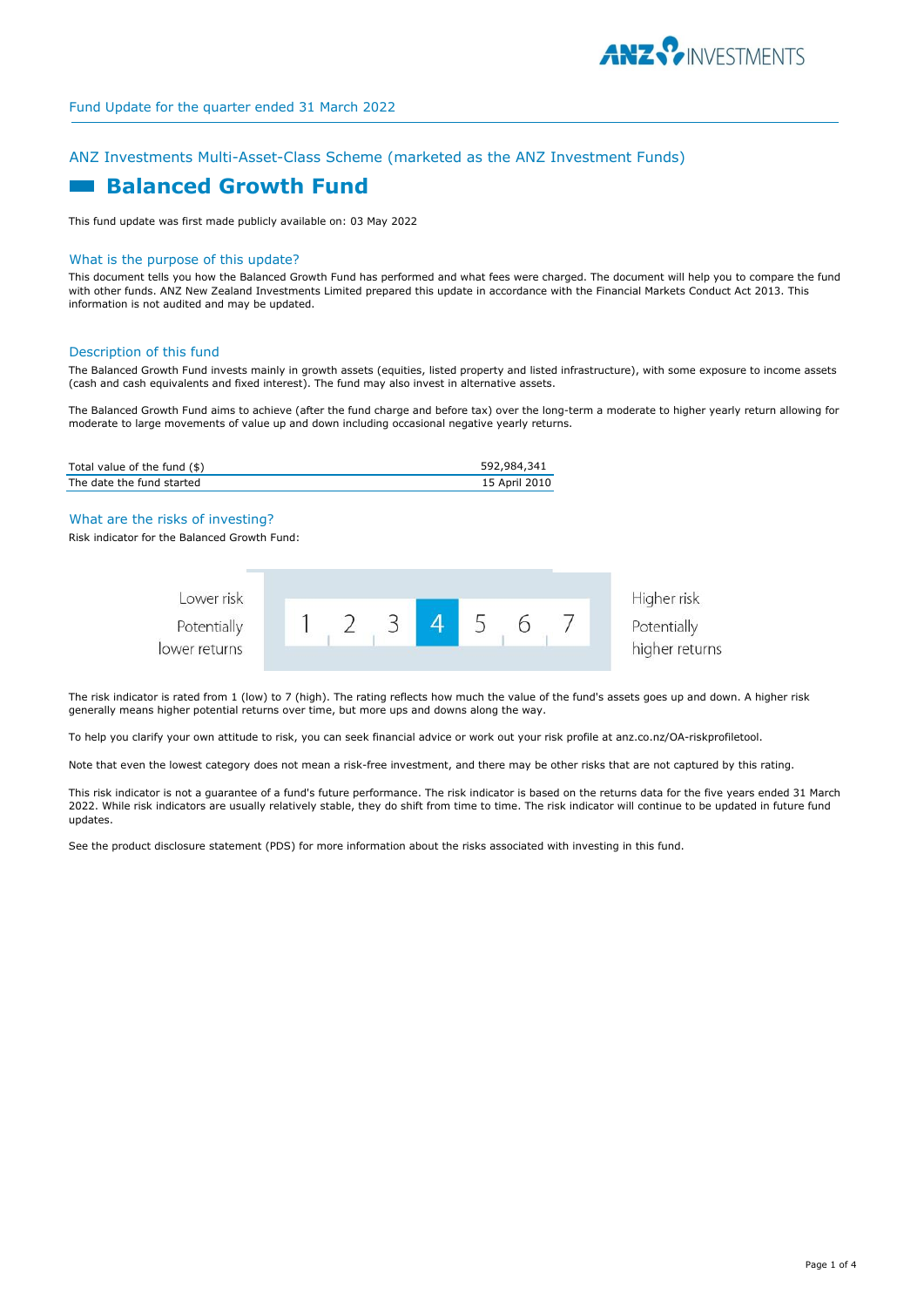Fund Update for the quarter ended 31 March 2022

## ANZ Investments Multi-Asset-Class Scheme (marketed as the ANZ Investment Funds)

# Balanced Growth Fund

This fund update was first made publicly available on: 03 May 2022

### What is the purpose of this update?

This document tells you how the Balanced Growth Fund has performed and what fees were charged. The document will help you to compare the fund with other funds. ANZ New Zealand Investments Limited prepared this update in accordance with the Financial Markets Conduct Act 2013. This information is not audited and may be updated.

### Description of this fund

The Balanced Growth Fund invests mainly in growth assets (equities, listed property and listed infrastructure), with some exposure to income assets (cash and cash equivalents and fixed interest). The fund may also invest in alternative assets.

The Balanced Growth Fund aims to achieve (after the fund charge and before tax) over the long-term a moderate to higher yearly return allowing for moderate to large movements of value up and down including occasional negative yearly returns.

| | |
|---|---|
| Total value of the fund ($) | 592,984,341 |
| The date the fund started | 15 April 2010 |

### What are the risks of investing?

Risk indicator for the Balanced Growth Fund:

| Lower risk<br>Potentially lower returns | 1 | 2 | 3 | **4** | 5 | 6 | 7 | Higher risk<br>Potentially higher returns |
|---|---|---|---|---|---|---|---|---|

The risk indicator is rated from 1 (low) to 7 (high). The rating reflects how much the value of the fund's assets goes up and down. A higher risk generally means higher potential returns over time, but more ups and downs along the way.

To help you clarify your own attitude to risk, you can seek financial advice or work out your risk profile at anz.co.nz/OA-riskprofiletool.

Note that even the lowest category does not mean a risk-free investment, and there may be other risks that are not captured by this rating.

This risk indicator is not a guarantee of a fund's future performance. The risk indicator is based on the returns data for the five years ended 31 March 2022. While risk indicators are usually relatively stable, they do shift from time to time. The risk indicator will continue to be updated in future fund updates.

See the product disclosure statement (PDS) for more information about the risks associated with investing in this fund.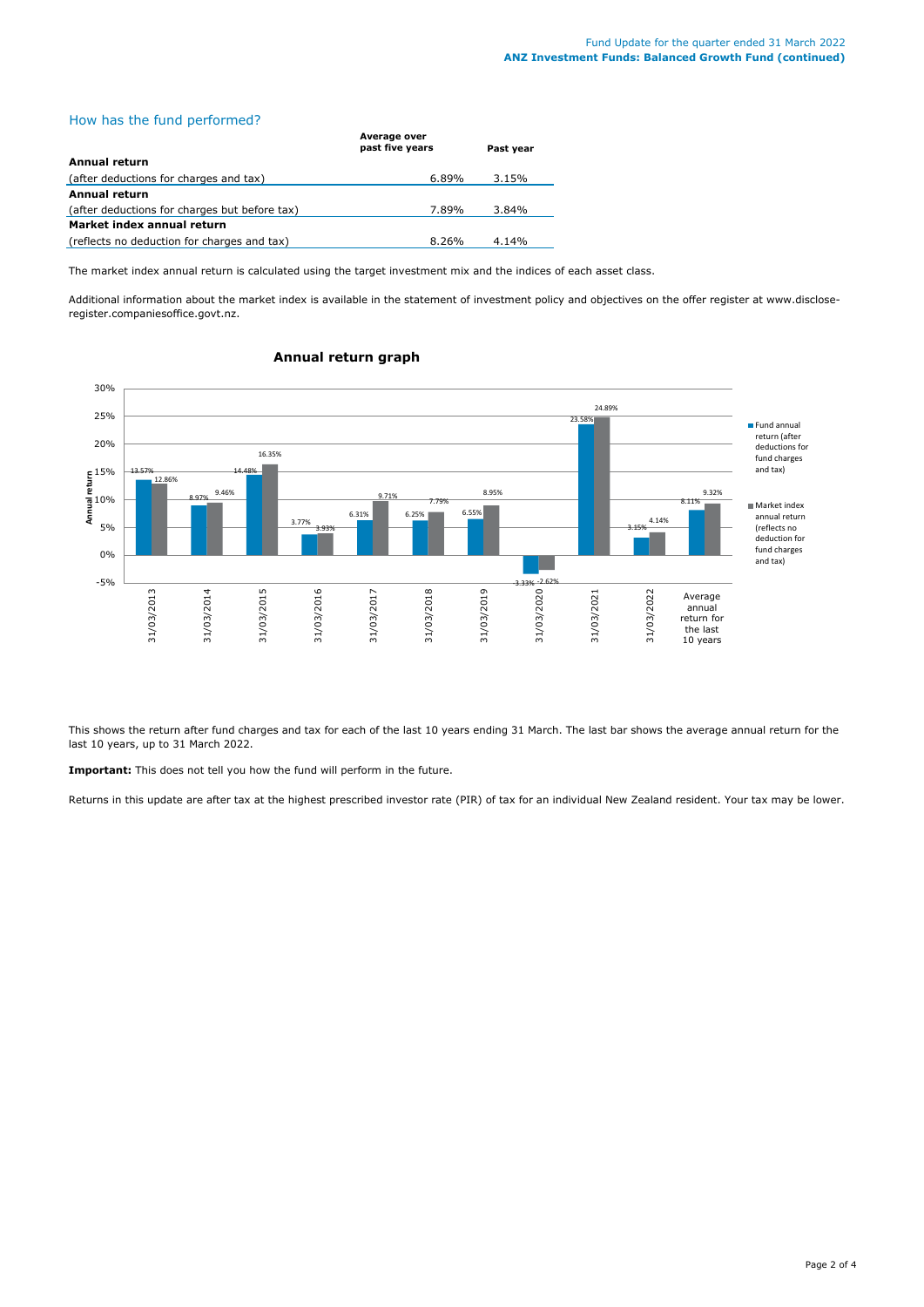## How has the fund performed?

| | Average over past five years | Past year |
|---|---|---|
| **Annual return** | | |
| (after deductions for charges and tax) | 6.89% | 3.15% |
| **Annual return** | | |
| (after deductions for charges but before tax) | 7.89% | 3.84% |
| **Market index annual return** | | |
| (reflects no deduction for charges and tax) | 8.26% | 4.14% |

The market index annual return is calculated using the target investment mix and the indices of each asset class.

Additional information about the market index is available in the statement of investment policy and objectives on the offer register at www.disclose-register.companiesoffice.govt.nz.

### Annual return graph

| Year | Fund annual return (after deductions for fund charges and tax) | Market index annual return (reflects no deduction for fund charges and tax) |
|---|---|---|
| 31/03/2013 | 13.57% | 12.86% |
| 31/03/2014 | 8.97% | 9.46% |
| 31/03/2015 | 14.48% | 16.35% |
| 31/03/2016 | 3.77% | 3.93% |
| 31/03/2017 | 6.31% | 9.71% |
| 31/03/2018 | 6.25% | 7.79% |
| 31/03/2019 | 6.55% | 8.95% |
| 31/03/2020 | -3.33% | -2.62% |
| 31/03/2021 | 23.58% | 24.89% |
| 31/03/2022 | 3.15% | 4.14% |
| Average annual return for the last 10 years | 8.11% | 9.32% |

This shows the return after fund charges and tax for each of the last 10 years ending 31 March. The last bar shows the average annual return for the last 10 years, up to 31 March 2022.

**Important:** This does not tell you how the fund will perform in the future.

Returns in this update are after tax at the highest prescribed investor rate (PIR) of tax for an individual New Zealand resident. Your tax may be lower.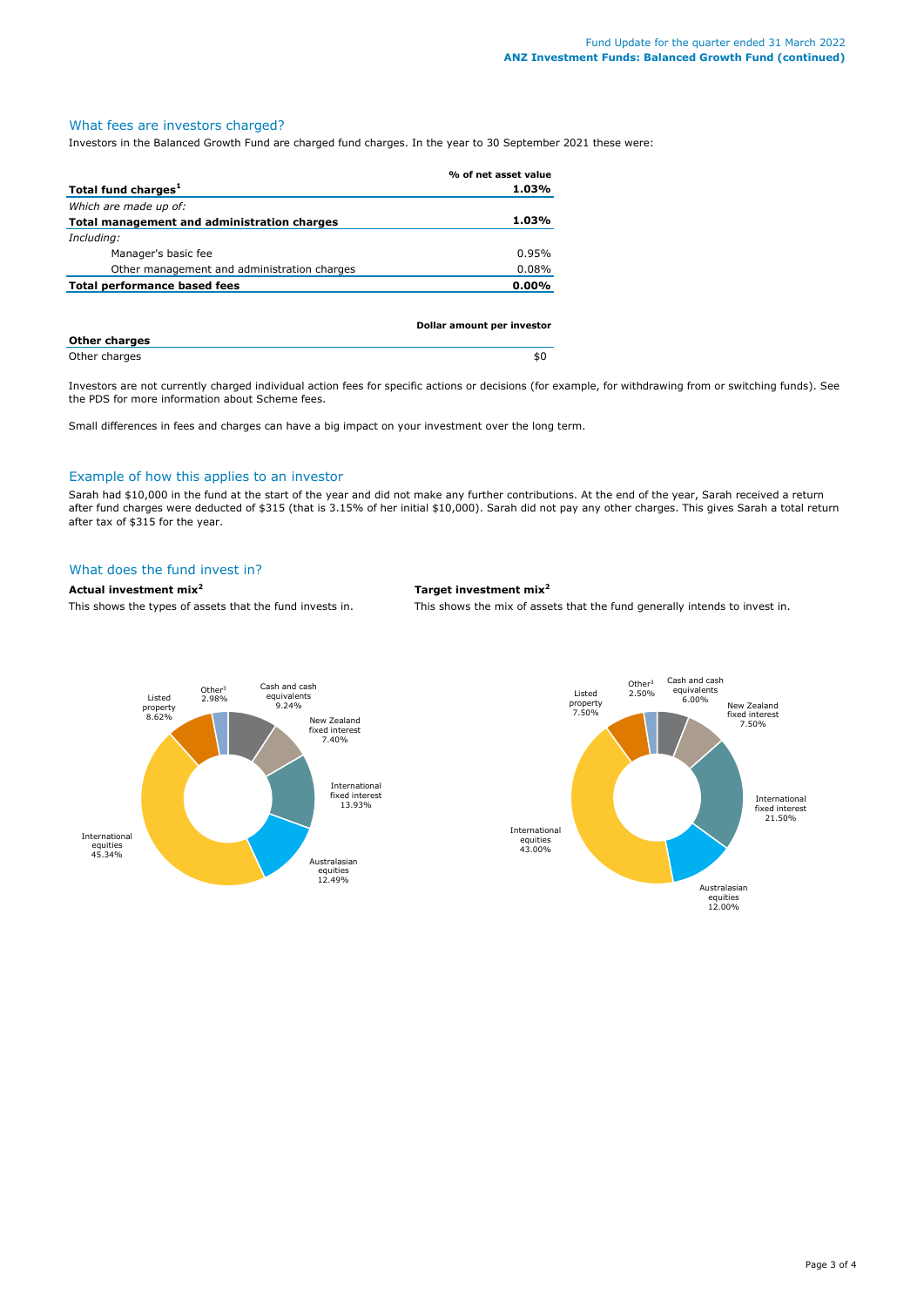## What fees are investors charged?

Investors in the Balanced Growth Fund are charged fund charges. In the year to 30 September 2021 these were:

| | % of net asset value |
|---|---|
| **Total fund charges[1]** | **1.03%** |
| *Which are made up of:* | |
| **Total management and administration charges** | **1.03%** |
| *Including:* | |
| Manager's basic fee | 0.95% |
| Other management and administration charges | 0.08% |
| **Total performance based fees** | **0.00%** |

| | Dollar amount per investor |
|---|---|
| **Other charges** | |
| Other charges | $0 |

Investors are not currently charged individual action fees for specific actions or decisions (for example, for withdrawing from or switching funds). See the PDS for more information about Scheme fees.

Small differences in fees and charges can have a big impact on your investment over the long term.

## Example of how this applies to an investor

Sarah had $10,000 in the fund at the start of the year and did not make any further contributions. At the end of the year, Sarah received a return after fund charges were deducted of $315 (that is 3.15% of her initial $10,000). Sarah did not pay any other charges. This gives Sarah a total return after tax of $315 for the year.

## What does the fund invest in?

**Actual investment mix[2]**

This shows the types of assets that the fund invests in.

| Asset type | Actual |
|---|---|
| Cash and cash equivalents | 9.24% |
| New Zealand fixed interest | 7.40% |
| International fixed interest | 13.93% |
| Australasian equities | 12.49% |
| International equities | 45.34% |
| Listed property | 8.62% |
| Other[3] | 2.98% |

**Target investment mix[2]**

This shows the mix of assets that the fund generally intends to invest in.

| Asset type | Target |
|---|---|
| Cash and cash equivalents | 6.00% |
| New Zealand fixed interest | 7.50% |
| International fixed interest | 21.50% |
| Australasian equities | 12.00% |
| International equities | 43.00% |
| Listed property | 7.50% |
| Other[3] | 2.50% |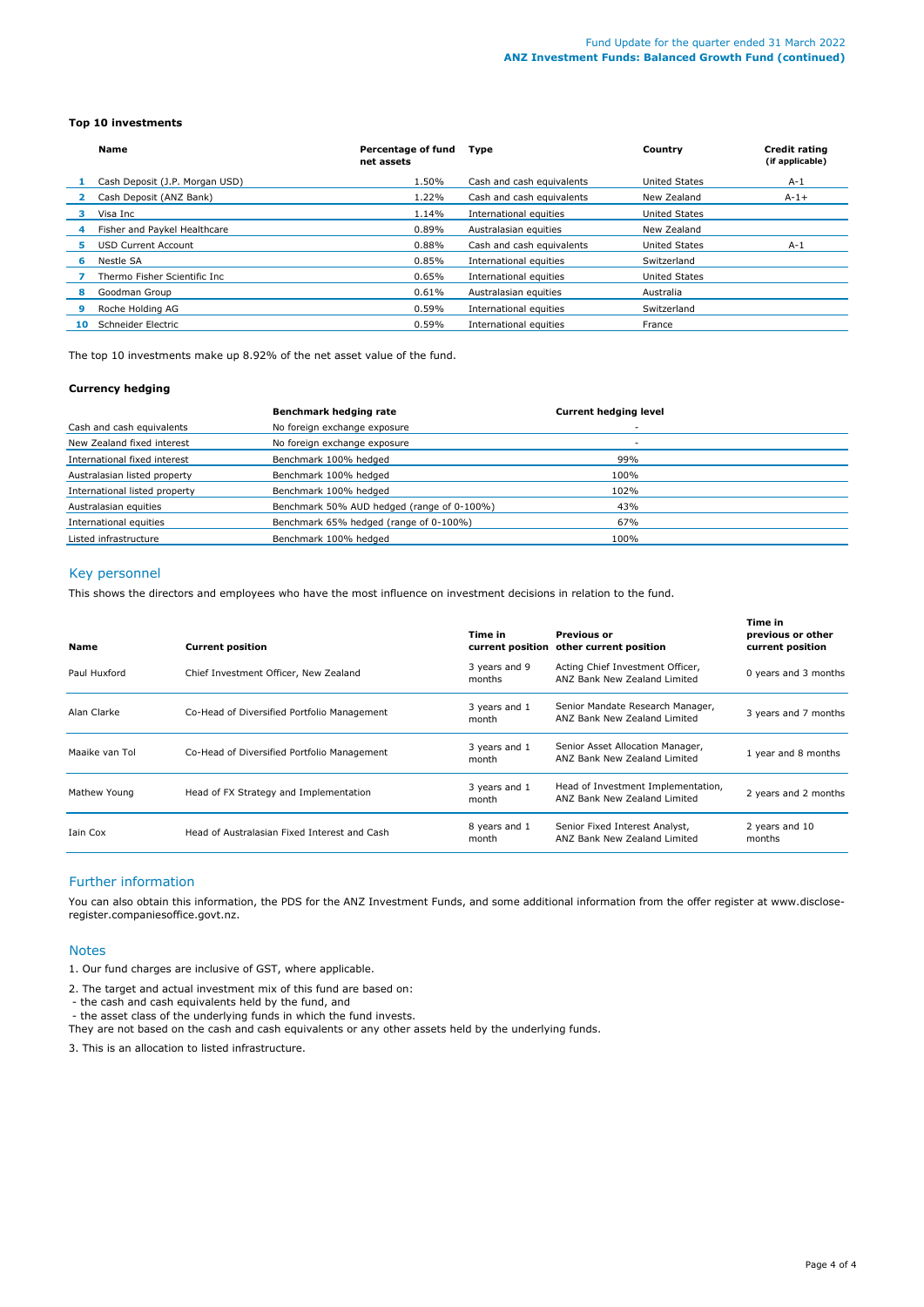### Top 10 investments

| | Name | Percentage of fund net assets | Type | Country | Credit rating (if applicable) |
|---|---|---|---|---|---|
| 1 | Cash Deposit (J.P. Morgan USD) | 1.50% | Cash and cash equivalents | United States | A-1 |
| 2 | Cash Deposit (ANZ Bank) | 1.22% | Cash and cash equivalents | New Zealand | A-1+ |
| 3 | Visa Inc | 1.14% | International equities | United States | |
| 4 | Fisher and Paykel Healthcare | 0.89% | Australasian equities | New Zealand | |
| 5 | USD Current Account | 0.88% | Cash and cash equivalents | United States | A-1 |
| 6 | Nestle SA | 0.85% | International equities | Switzerland | |
| 7 | Thermo Fisher Scientific Inc | 0.65% | International equities | United States | |
| 8 | Goodman Group | 0.61% | Australasian equities | Australia | |
| 9 | Roche Holding AG | 0.59% | International equities | Switzerland | |
| 10 | Schneider Electric | 0.59% | International equities | France | |

The top 10 investments make up 8.92% of the net asset value of the fund.

### Currency hedging

| | Benchmark hedging rate | Current hedging level |
|---|---|---|
| Cash and cash equivalents | No foreign exchange exposure | - |
| New Zealand fixed interest | No foreign exchange exposure | - |
| International fixed interest | Benchmark 100% hedged | 99% |
| Australasian listed property | Benchmark 100% hedged | 100% |
| International listed property | Benchmark 100% hedged | 102% |
| Australasian equities | Benchmark 50% AUD hedged (range of 0-100%) | 43% |
| International equities | Benchmark 65% hedged (range of 0-100%) | 67% |
| Listed infrastructure | Benchmark 100% hedged | 100% |

## Key personnel

This shows the directors and employees who have the most influence on investment decisions in relation to the fund.

| Name | Current position | Time in current position | Previous or other current position | Time in previous or other current position |
|---|---|---|---|---|
| Paul Huxford | Chief Investment Officer, New Zealand | 3 years and 9 months | Acting Chief Investment Officer, ANZ Bank New Zealand Limited | 0 years and 3 months |
| Alan Clarke | Co-Head of Diversified Portfolio Management | 3 years and 1 month | Senior Mandate Research Manager, ANZ Bank New Zealand Limited | 3 years and 7 months |
| Maaike van Tol | Co-Head of Diversified Portfolio Management | 3 years and 1 month | Senior Asset Allocation Manager, ANZ Bank New Zealand Limited | 1 year and 8 months |
| Mathew Young | Head of FX Strategy and Implementation | 3 years and 1 month | Head of Investment Implementation, ANZ Bank New Zealand Limited | 2 years and 2 months |
| Iain Cox | Head of Australasian Fixed Interest and Cash | 8 years and 1 month | Senior Fixed Interest Analyst, ANZ Bank New Zealand Limited | 2 years and 10 months |

## Further information

You can also obtain this information, the PDS for the ANZ Investment Funds, and some additional information from the offer register at www.disclose-register.companiesoffice.govt.nz.

## Notes

1. Our fund charges are inclusive of GST, where applicable.

2. The target and actual investment mix of this fund are based on:
 - the cash and cash equivalents held by the fund, and
 - the asset class of the underlying funds in which the fund invests.

They are not based on the cash and cash equivalents or any other assets held by the underlying funds.

3. This is an allocation to listed infrastructure.